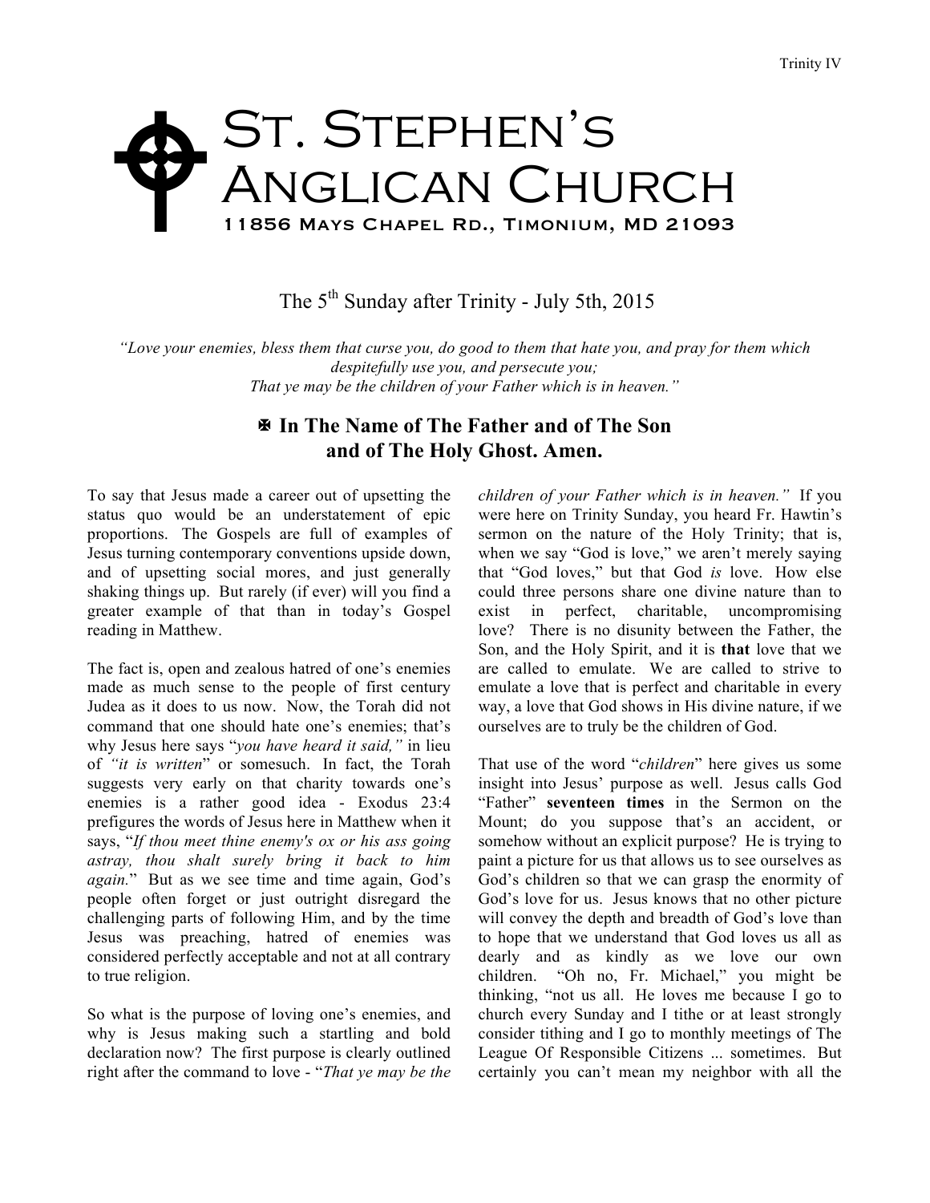# St. Stephen's Anglican Church

11856 Mays Chapel Rd., Timonium, MD 21093

The 5th Sunday after Trinity - July 5th, 2015

*"Love your enemies, bless them that curse you, do good to them that hate you, and pray for them which despitefully use you, and persecute you;*
*That ye may be the children of your Father which is in heaven."*

**✠ In The Name of The Father and of The Son and of The Holy Ghost. Amen.**

To say that Jesus made a career out of upsetting the status quo would be an understatement of epic proportions. The Gospels are full of examples of Jesus turning contemporary conventions upside down, and of upsetting social mores, and just generally shaking things up. But rarely (if ever) will you find a greater example of that than in today's Gospel reading in Matthew.

The fact is, open and zealous hatred of one's enemies made as much sense to the people of first century Judea as it does to us now. Now, the Torah did not command that one should hate one's enemies; that's why Jesus here says "*you have heard it said,"* in lieu of *"it is written*" or somesuch. In fact, the Torah suggests very early on that charity towards one's enemies is a rather good idea - Exodus 23:4 prefigures the words of Jesus here in Matthew when it says, "*If thou meet thine enemy's ox or his ass going astray, thou shalt surely bring it back to him again.*" But as we see time and time again, God's people often forget or just outright disregard the challenging parts of following Him, and by the time Jesus was preaching, hatred of enemies was considered perfectly acceptable and not at all contrary to true religion.

So what is the purpose of loving one's enemies, and why is Jesus making such a startling and bold declaration now? The first purpose is clearly outlined right after the command to love - "*That ye may be the children of your Father which is in heaven."* If you were here on Trinity Sunday, you heard Fr. Hawtin's sermon on the nature of the Holy Trinity; that is, when we say "God is love," we aren't merely saying that "God loves," but that God *is* love. How else could three persons share one divine nature than to exist in perfect, charitable, uncompromising love? There is no disunity between the Father, the Son, and the Holy Spirit, and it is **that** love that we are called to emulate. We are called to strive to emulate a love that is perfect and charitable in every way, a love that God shows in His divine nature, if we ourselves are to truly be the children of God.

That use of the word "*children*" here gives us some insight into Jesus' purpose as well. Jesus calls God "Father" **seventeen times** in the Sermon on the Mount; do you suppose that's an accident, or somehow without an explicit purpose? He is trying to paint a picture for us that allows us to see ourselves as God's children so that we can grasp the enormity of God's love for us. Jesus knows that no other picture will convey the depth and breadth of God's love than to hope that we understand that God loves us all as dearly and as kindly as we love our own children. "Oh no, Fr. Michael," you might be thinking, "not us all. He loves me because I go to church every Sunday and I tithe or at least strongly consider tithing and I go to monthly meetings of The League Of Responsible Citizens ... sometimes. But certainly you can't mean my neighbor with all the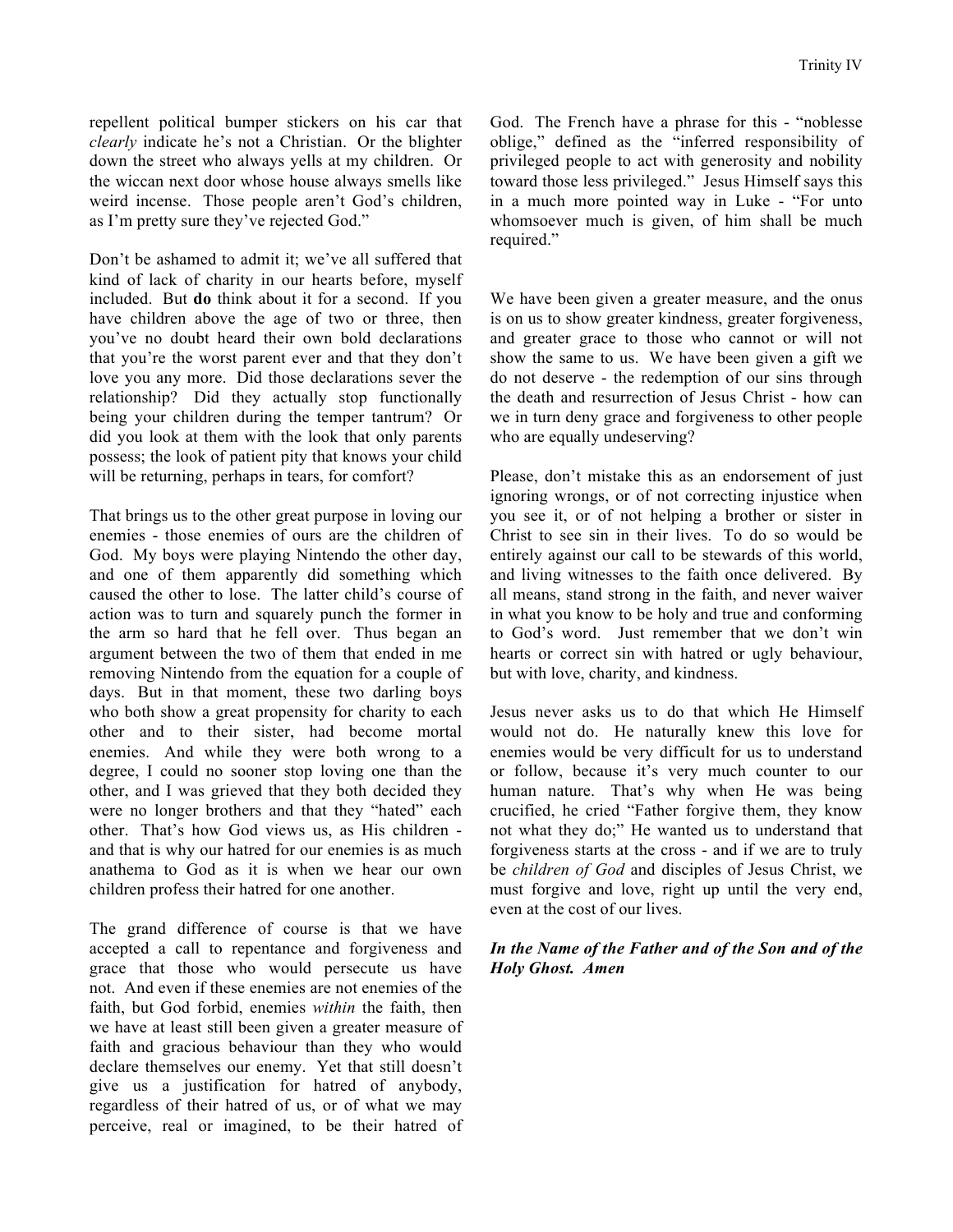repellent political bumper stickers on his car that *clearly* indicate he's not a Christian. Or the blighter down the street who always yells at my children. Or the wiccan next door whose house always smells like weird incense. Those people aren't God's children, as I'm pretty sure they've rejected God."

Don't be ashamed to admit it; we've all suffered that kind of lack of charity in our hearts before, myself included. But **do** think about it for a second. If you have children above the age of two or three, then you've no doubt heard their own bold declarations that you're the worst parent ever and that they don't love you any more. Did those declarations sever the relationship? Did they actually stop functionally being your children during the temper tantrum? Or did you look at them with the look that only parents possess; the look of patient pity that knows your child will be returning, perhaps in tears, for comfort?

That brings us to the other great purpose in loving our enemies - those enemies of ours are the children of God. My boys were playing Nintendo the other day, and one of them apparently did something which caused the other to lose. The latter child's course of action was to turn and squarely punch the former in the arm so hard that he fell over. Thus began an argument between the two of them that ended in me removing Nintendo from the equation for a couple of days. But in that moment, these two darling boys who both show a great propensity for charity to each other and to their sister, had become mortal enemies. And while they were both wrong to a degree, I could no sooner stop loving one than the other, and I was grieved that they both decided they were no longer brothers and that they "hated" each other. That's how God views us, as His children - and that is why our hatred for our enemies is as much anathema to God as it is when we hear our own children profess their hatred for one another.

The grand difference of course is that we have accepted a call to repentance and forgiveness and grace that those who would persecute us have not. And even if these enemies are not enemies of the faith, but God forbid, enemies *within* the faith, then we have at least still been given a greater measure of faith and gracious behaviour than they who would declare themselves our enemy. Yet that still doesn't give us a justification for hatred of anybody, regardless of their hatred of us, or of what we may perceive, real or imagined, to be their hatred of God. The French have a phrase for this - "noblesse oblige," defined as the "inferred responsibility of privileged people to act with generosity and nobility toward those less privileged." Jesus Himself says this in a much more pointed way in Luke - "For unto whomsoever much is given, of him shall be much required."

We have been given a greater measure, and the onus is on us to show greater kindness, greater forgiveness, and greater grace to those who cannot or will not show the same to us. We have been given a gift we do not deserve - the redemption of our sins through the death and resurrection of Jesus Christ - how can we in turn deny grace and forgiveness to other people who are equally undeserving?

Please, don't mistake this as an endorsement of just ignoring wrongs, or of not correcting injustice when you see it, or of not helping a brother or sister in Christ to see sin in their lives. To do so would be entirely against our call to be stewards of this world, and living witnesses to the faith once delivered. By all means, stand strong in the faith, and never waiver in what you know to be holy and true and conforming to God's word. Just remember that we don't win hearts or correct sin with hatred or ugly behaviour, but with love, charity, and kindness.

Jesus never asks us to do that which He Himself would not do. He naturally knew this love for enemies would be very difficult for us to understand or follow, because it's very much counter to our human nature. That's why when He was being crucified, he cried "Father forgive them, they know not what they do;" He wanted us to understand that forgiveness starts at the cross - and if we are to truly be *children of God* and disciples of Jesus Christ, we must forgive and love, right up until the very end, even at the cost of our lives.

***In the Name of the Father and of the Son and of the Holy Ghost. Amen***